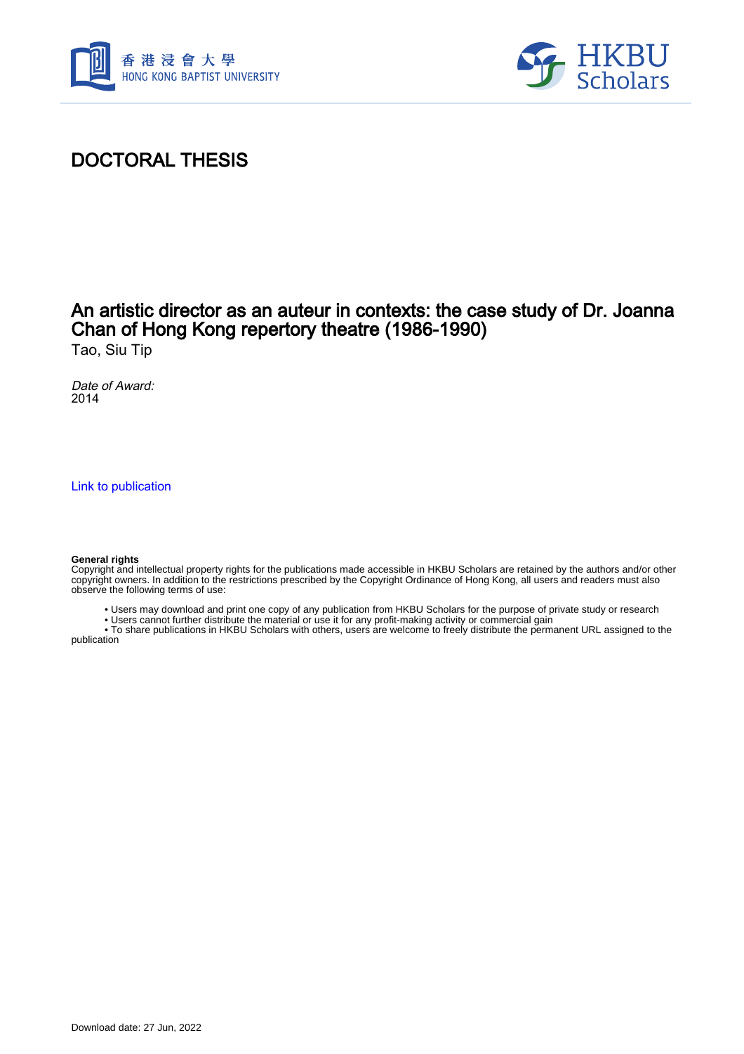# DOCTORAL THESIS

## An artistic director as an auteur in contexts: the case study of Dr. Joanna Chan of Hong Kong repertory theatre (1986-1990)

Tao, Siu Tip

*Date of Award:*
2014

Link to publication

**General rights**
Copyright and intellectual property rights for the publications made accessible in HKBU Scholars are retained by the authors and/or other copyright owners. In addition to the restrictions prescribed by the Copyright Ordinance of Hong Kong, all users and readers must also observe the following terms of use:

- Users may download and print one copy of any publication from HKBU Scholars for the purpose of private study or research
- Users cannot further distribute the material or use it for any profit-making activity or commercial gain
- To share publications in HKBU Scholars with others, users are welcome to freely distribute the permanent URL assigned to the publication

Download date: 27 Jun, 2022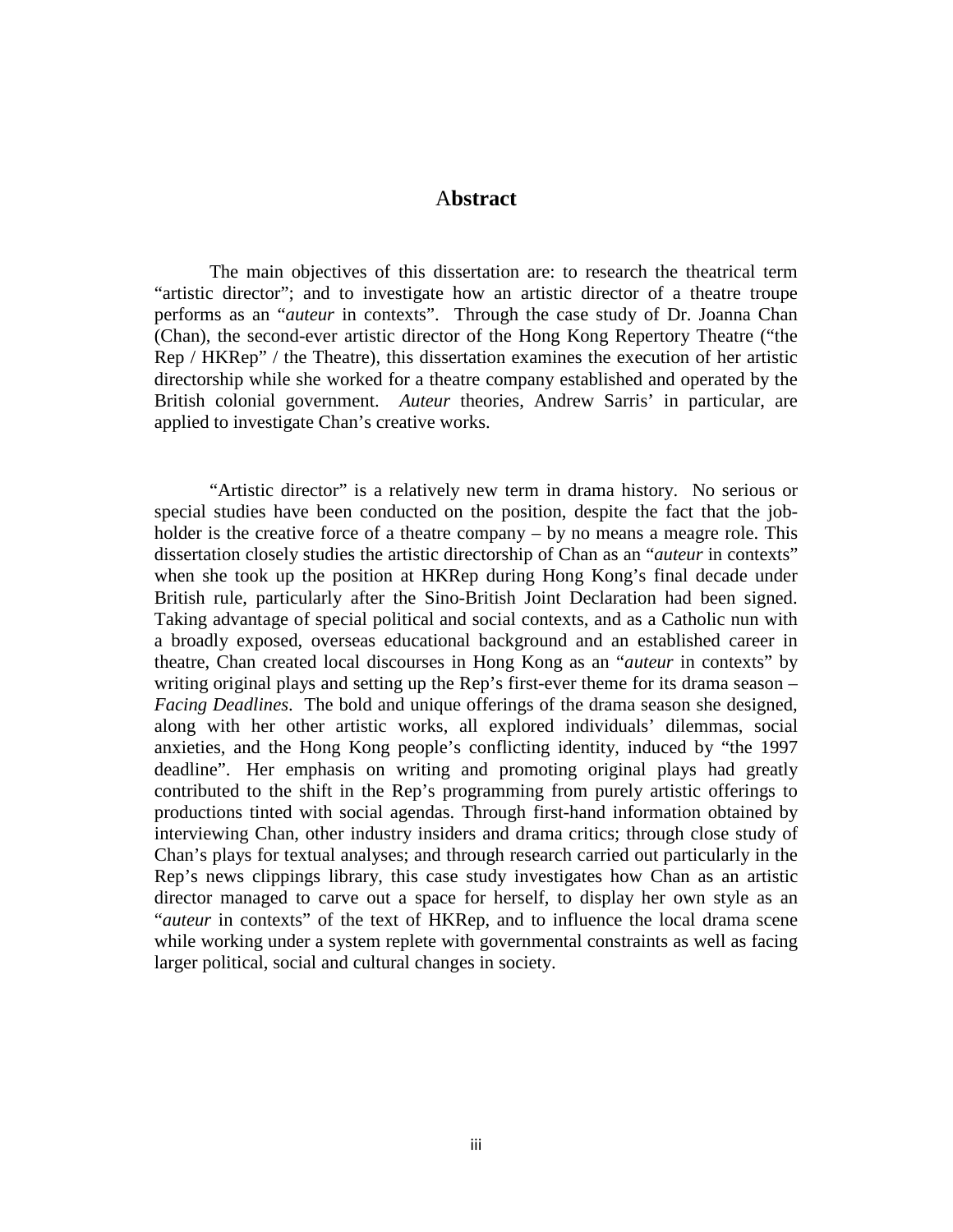# Abstract

The main objectives of this dissertation are: to research the theatrical term "artistic director"; and to investigate how an artistic director of a theatre troupe performs as an "*auteur* in contexts". Through the case study of Dr. Joanna Chan (Chan), the second-ever artistic director of the Hong Kong Repertory Theatre ("the Rep / HKRep" / the Theatre), this dissertation examines the execution of her artistic directorship while she worked for a theatre company established and operated by the British colonial government. *Auteur* theories, Andrew Sarris' in particular, are applied to investigate Chan's creative works.

"Artistic director" is a relatively new term in drama history. No serious or special studies have been conducted on the position, despite the fact that the job-holder is the creative force of a theatre company – by no means a meagre role. This dissertation closely studies the artistic directorship of Chan as an "*auteur* in contexts" when she took up the position at HKRep during Hong Kong's final decade under British rule, particularly after the Sino-British Joint Declaration had been signed. Taking advantage of special political and social contexts, and as a Catholic nun with a broadly exposed, overseas educational background and an established career in theatre, Chan created local discourses in Hong Kong as an "*auteur* in contexts" by writing original plays and setting up the Rep's first-ever theme for its drama season – *Facing Deadlines*. The bold and unique offerings of the drama season she designed, along with her other artistic works, all explored individuals' dilemmas, social anxieties, and the Hong Kong people's conflicting identity, induced by "the 1997 deadline". Her emphasis on writing and promoting original plays had greatly contributed to the shift in the Rep's programming from purely artistic offerings to productions tinted with social agendas. Through first-hand information obtained by interviewing Chan, other industry insiders and drama critics; through close study of Chan's plays for textual analyses; and through research carried out particularly in the Rep's news clippings library, this case study investigates how Chan as an artistic director managed to carve out a space for herself, to display her own style as an "*auteur* in contexts" of the text of HKRep, and to influence the local drama scene while working under a system replete with governmental constraints as well as facing larger political, social and cultural changes in society.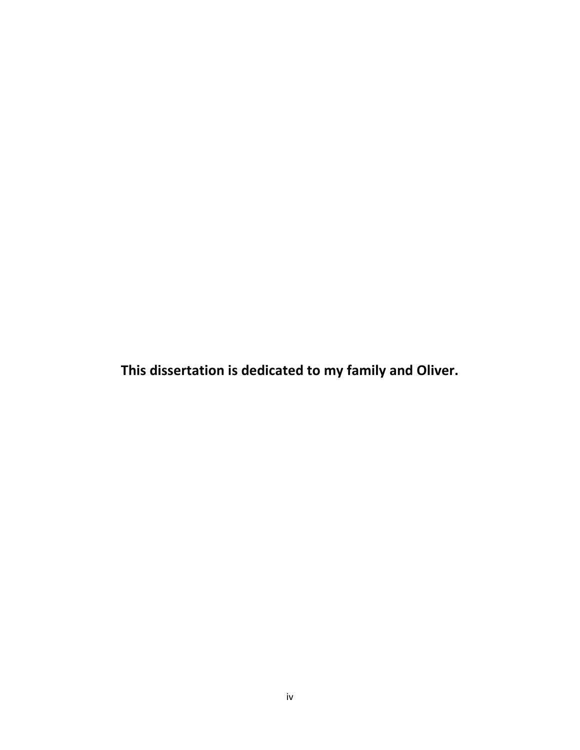**This dissertation is dedicated to my family and Oliver.**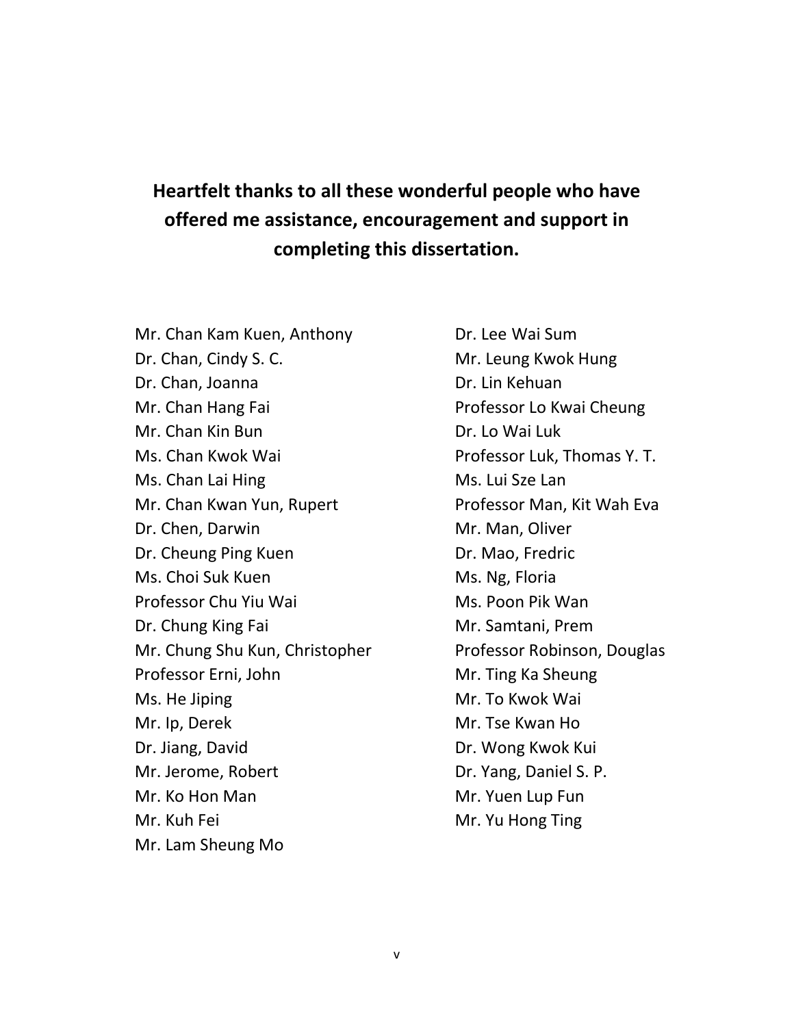**Heartfelt thanks to all these wonderful people who have offered me assistance, encouragement and support in completing this dissertation.**

Mr. Chan Kam Kuen, Anthony
Dr. Chan, Cindy S. C.
Dr. Chan, Joanna
Mr. Chan Hang Fai
Mr. Chan Kin Bun
Ms. Chan Kwok Wai
Ms. Chan Lai Hing
Mr. Chan Kwan Yun, Rupert
Dr. Chen, Darwin
Dr. Cheung Ping Kuen
Ms. Choi Suk Kuen
Professor Chu Yiu Wai
Dr. Chung King Fai
Mr. Chung Shu Kun, Christopher
Professor Erni, John
Ms. He Jiping
Mr. Ip, Derek
Dr. Jiang, David
Mr. Jerome, Robert
Mr. Ko Hon Man
Mr. Kuh Fei
Mr. Lam Sheung Mo
Dr. Lee Wai Sum
Mr. Leung Kwok Hung
Dr. Lin Kehuan
Professor Lo Kwai Cheung
Dr. Lo Wai Luk
Professor Luk, Thomas Y. T.
Ms. Lui Sze Lan
Professor Man, Kit Wah Eva
Mr. Man, Oliver
Dr. Mao, Fredric
Ms. Ng, Floria
Ms. Poon Pik Wan
Mr. Samtani, Prem
Professor Robinson, Douglas
Mr. Ting Ka Sheung
Mr. To Kwok Wai
Mr. Tse Kwan Ho
Dr. Wong Kwok Kui
Dr. Yang, Daniel S. P.
Mr. Yuen Lup Fun
Mr. Yu Hong Ting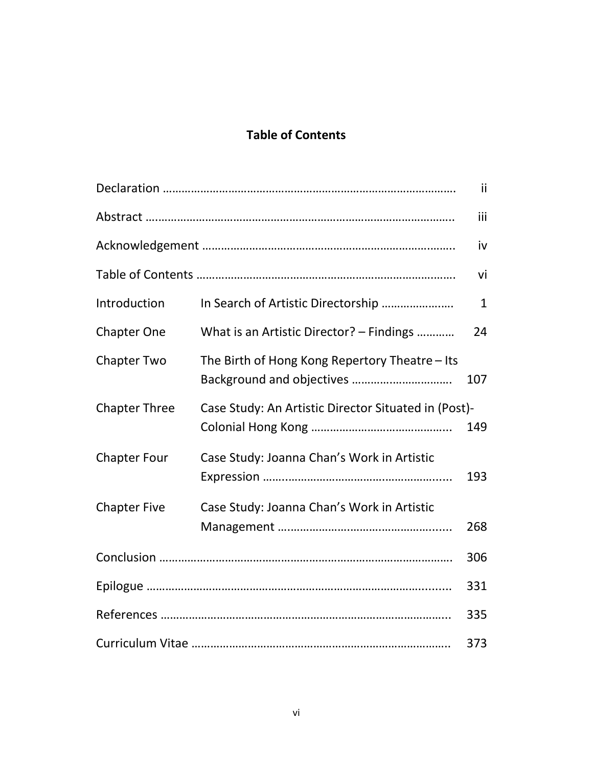## Table of Contents

| | | |
|---|---|---|
| Declaration | | ii |
| Abstract | | iii |
| Acknowledgement | | iv |
| Table of Contents | | vi |
| Introduction | In Search of Artistic Directorship | 1 |
| Chapter One | What is an Artistic Director? – Findings | 24 |
| Chapter Two | The Birth of Hong Kong Repertory Theatre – Its Background and objectives | 107 |
| Chapter Three | Case Study: An Artistic Director Situated in (Post)-Colonial Hong Kong | 149 |
| Chapter Four | Case Study: Joanna Chan's Work in Artistic Expression | 193 |
| Chapter Five | Case Study: Joanna Chan's Work in Artistic Management | 268 |
| Conclusion | | 306 |
| Epilogue | | 331 |
| References | | 335 |
| Curriculum Vitae | | 373 |